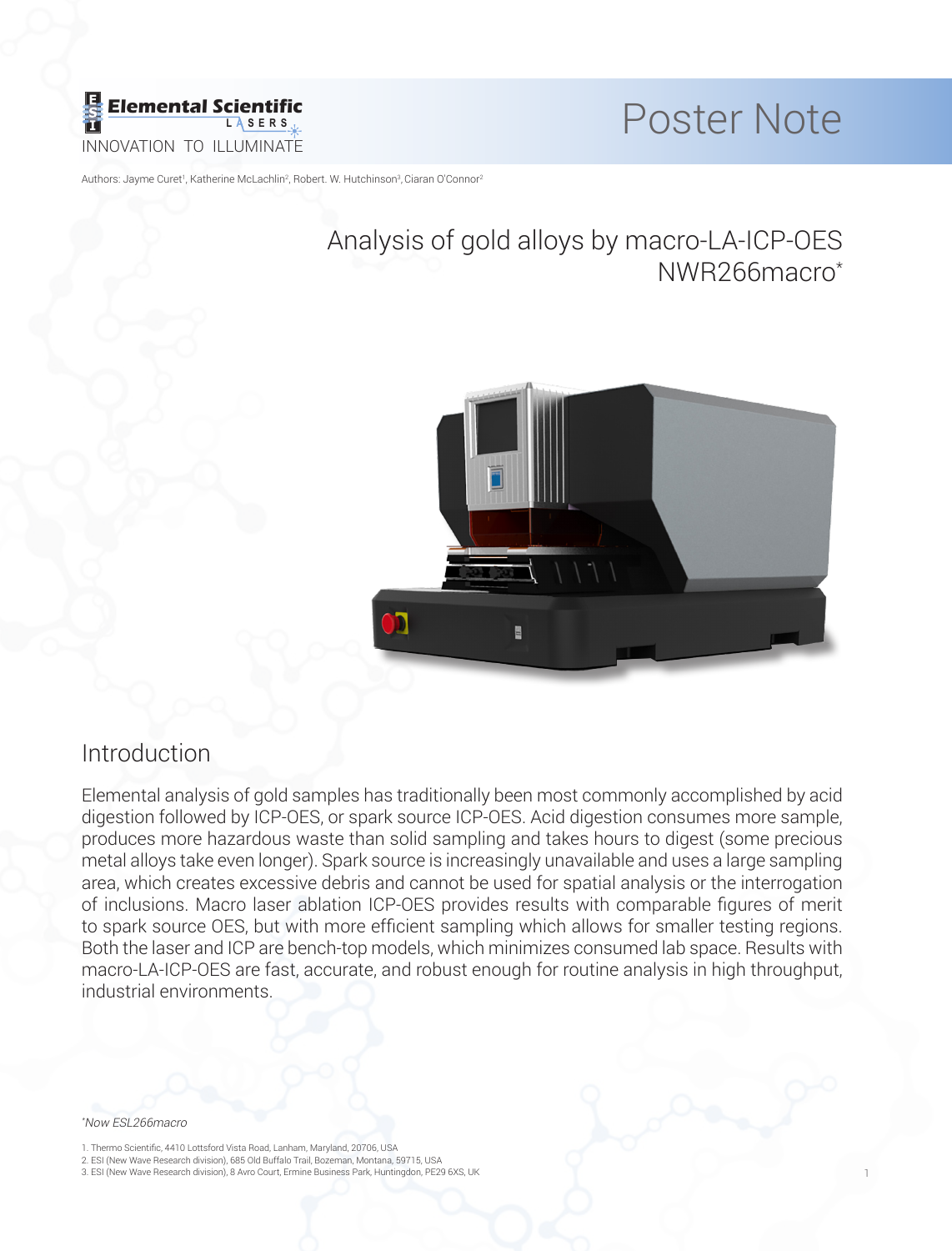Elemental Scientific LASERS

INNOVATION TO ILLUMINATE

Poster Note

Authors: Jayme Curet[1], Katherine McLachlin[2], Robert. W. Hutchinson[3], Ciaran O'Connor[2]

# Analysis of gold alloys by macro-LA-ICP-OES NWR266macro*

## Introduction

Elemental analysis of gold samples has traditionally been most commonly accomplished by acid digestion followed by ICP-OES, or spark source ICP-OES. Acid digestion consumes more sample, produces more hazardous waste than solid sampling and takes hours to digest (some precious metal alloys take even longer). Spark source is increasingly unavailable and uses a large sampling area, which creates excessive debris and cannot be used for spatial analysis or the interrogation of inclusions. Macro laser ablation ICP-OES provides results with comparable figures of merit to spark source OES, but with more efficient sampling which allows for smaller testing regions. Both the laser and ICP are bench-top models, which minimizes consumed lab space. Results with macro-LA-ICP-OES are fast, accurate, and robust enough for routine analysis in high throughput, industrial environments.

*Now ESL266macro

1. Thermo Scientific, 4410 Lottsford Vista Road, Lanham, Maryland, 20706, USA
2. ESI (New Wave Research division), 685 Old Buffalo Trail, Bozeman, Montana, 59715, USA
3. ESI (New Wave Research division), 8 Avro Court, Ermine Business Park, Huntingdon, PE29 6XS, UK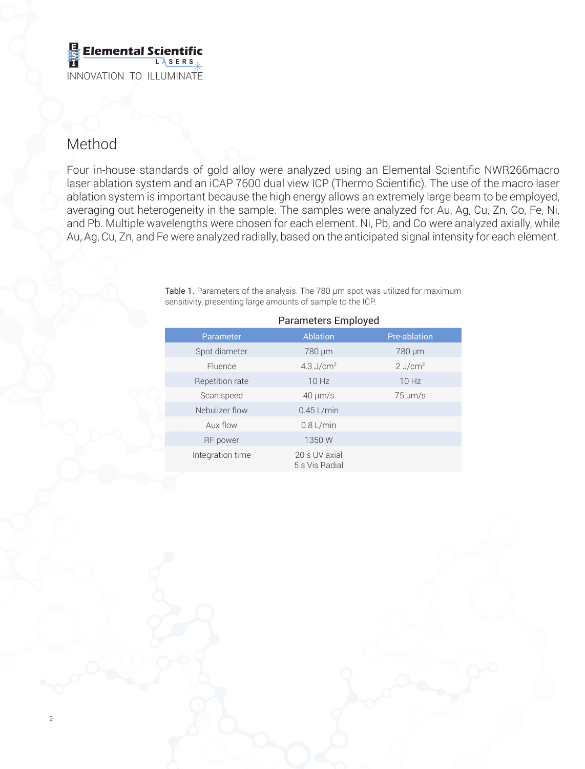# Method

Four in-house standards of gold alloy were analyzed using an Elemental Scientific NWR266macro laser ablation system and an iCAP 7600 dual view ICP (Thermo Scientific). The use of the macro laser ablation system is important because the high energy allows an extremely large beam to be employed, averaging out heterogeneity in the sample. The samples were analyzed for Au, Ag, Cu, Zn, Co, Fe, Ni, and Pb. Multiple wavelengths were chosen for each element. Ni, Pb, and Co were analyzed axially, while Au, Ag, Cu, Zn, and Fe were analyzed radially, based on the anticipated signal intensity for each element.

Table 1. Parameters of the analysis. The 780 µm spot was utilized for maximum sensitivity, presenting large amounts of sample to the ICP.

**Parameters Employed**

| Parameter | Ablation | Pre-ablation |
| --- | --- | --- |
| Spot diameter | 780 µm | 780 µm |
| Fluence | 4.3 J/cm$^2$ | 2 J/cm$^2$ |
| Repetition rate | 10 Hz | 10 Hz |
| Scan speed | 40 µm/s | 75 µm/s |
| Nebulizer flow | 0.45 L/min | |
| Aux flow | 0.8 L/min | |
| RF power | 1350 W | |
| Integration time | 20 s UV axial<br>5 s Vis Radial | |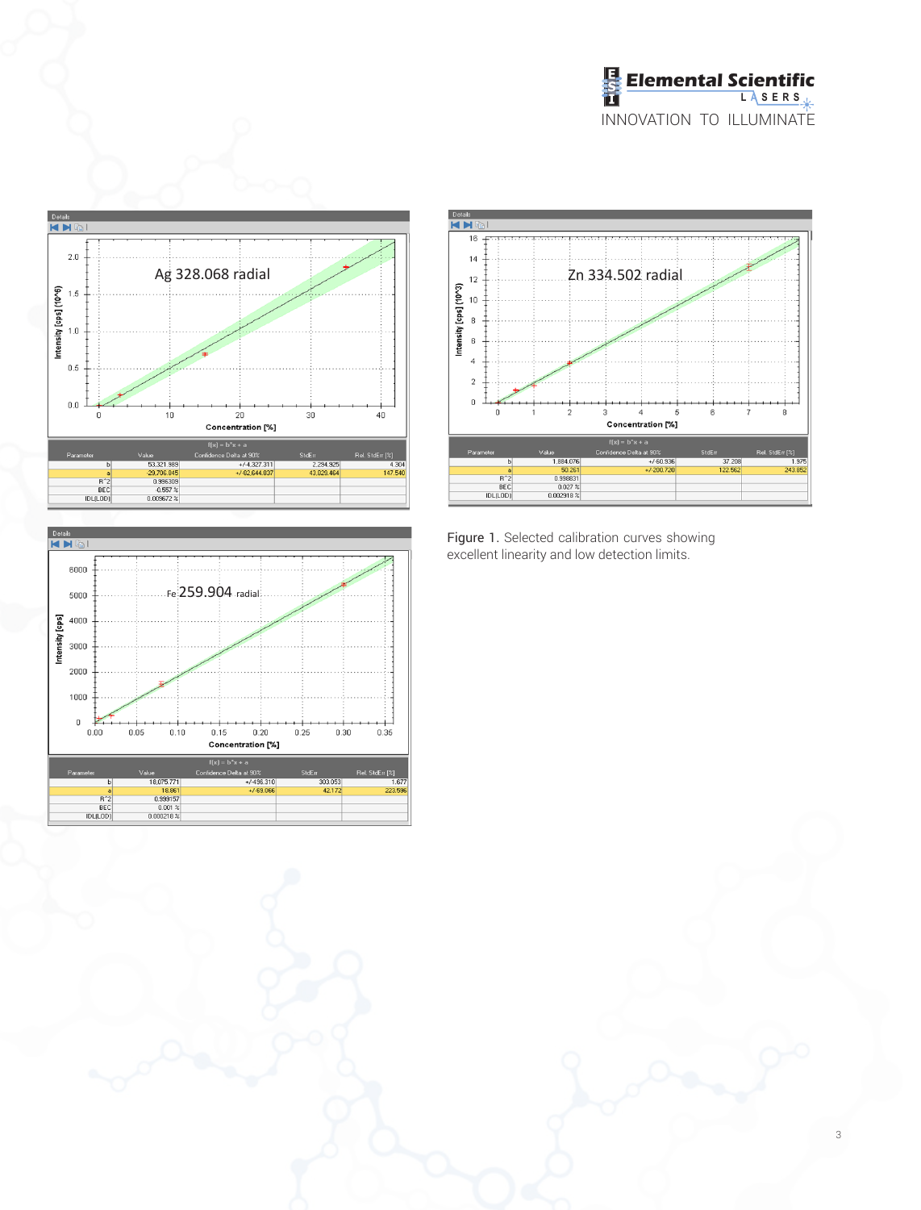Ag 328.068 radial

| Parameter | Value | Confidence Delta at 90% | StdErr | Rel. StdErr [%] |
|---|---|---|---|---|
| b | 53,321.989 | +/-4,327.311 | 2,294.925 | 4.304 |
| a | -29,706.845 | +/-82,644.837 | 43,829.464 | 147.540 |
| R^2 | 0.996309 | | | |
| BEC | -0.557 % | | | |
| IDL(LOD) | 0.009672 % | | | |

Zn 334.502 radial

| Parameter | Value | Confidence Delta at 90% | StdErr | Rel. StdErr [%] |
|---|---|---|---|---|
| b | 1,884.076 | +/-60.936 | 37.208 | 1.975 |
| a | 50.261 | +/-200.720 | 122.562 | 243.852 |
| R^2 | 0.998831 | | | |
| BEC | 0.027 % | | | |
| IDL(LOD) | 0.002918 % | | | |

Fe 259.904 radial

| Parameter | Value | Confidence Delta at 90% | StdErr | Rel. StdErr [%] |
|---|---|---|---|---|
| b | 18,075.771 | +/-496.310 | 303.053 | 1.677 |
| a | 18.861 | +/-69.066 | 42.172 | 223.596 |
| R^2 | 0.999157 | | | |
| BEC | 0.001 % | | | |
| IDL(LOD) | 0.000218 % | | | |

Figure 1. Selected calibration curves showing excellent linearity and low detection limits.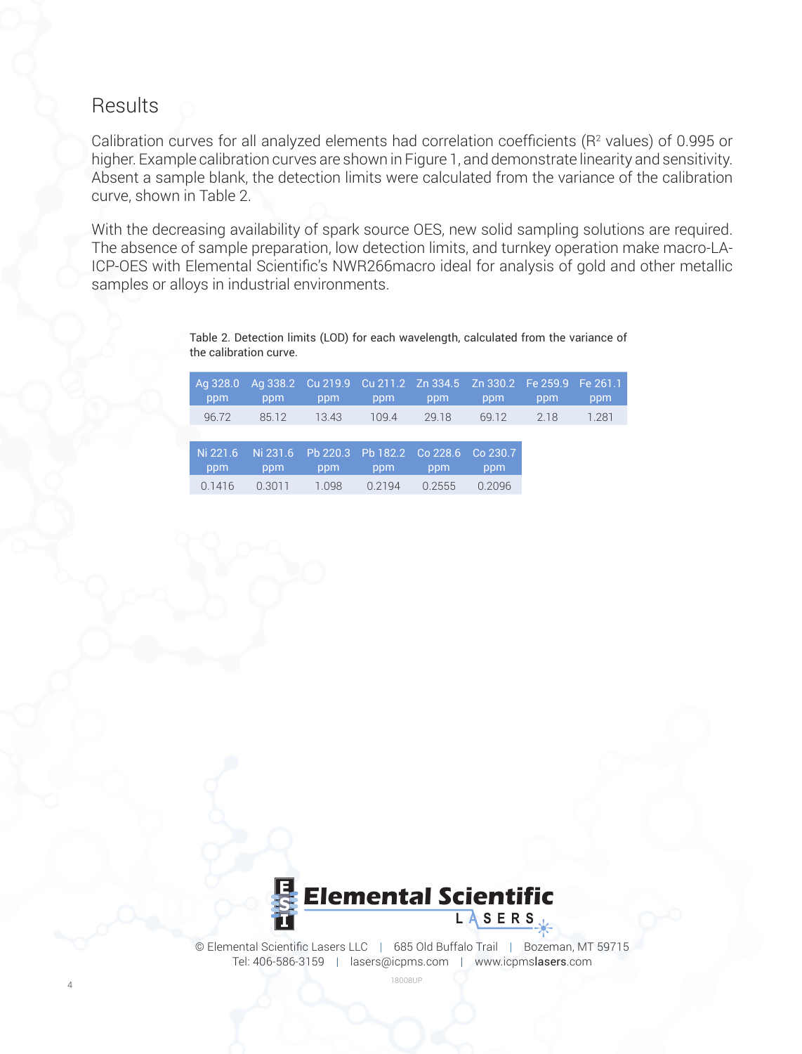## Results

Calibration curves for all analyzed elements had correlation coefficients ($R^2$ values) of 0.995 or higher. Example calibration curves are shown in Figure 1, and demonstrate linearity and sensitivity. Absent a sample blank, the detection limits were calculated from the variance of the calibration curve, shown in Table 2.

With the decreasing availability of spark source OES, new solid sampling solutions are required. The absence of sample preparation, low detection limits, and turnkey operation make macro-LA-ICP-OES with Elemental Scientific's NWR266macro ideal for analysis of gold and other metallic samples or alloys in industrial environments.

Table 2. Detection limits (LOD) for each wavelength, calculated from the variance of the calibration curve.

| Ag 328.0 ppm | Ag 338.2 ppm | Cu 219.9 ppm | Cu 211.2 ppm | Zn 334.5 ppm | Zn 330.2 ppm | Fe 259.9 ppm | Fe 261.1 ppm |
|---|---|---|---|---|---|---|---|
| 96.72 | 85.12 | 13.43 | 109.4 | 29.18 | 69.12 | 2.18 | 1.281 |

| Ni 221.6 ppm | Ni 231.6 ppm | Pb 220.3 ppm | Pb 182.2 ppm | Co 228.6 ppm | Co 230.7 ppm |
|---|---|---|---|---|---|
| 0.1416 | 0.3011 | 1.098 | 0.2194 | 0.2555 | 0.2096 |

Elemental Scientific LASERS

© Elemental Scientific Lasers LLC | 685 Old Buffalo Trail | Bozeman, MT 59715
Tel: 406-586-3159 | lasers@icpms.com | www.icpmslasers.com

18008UP